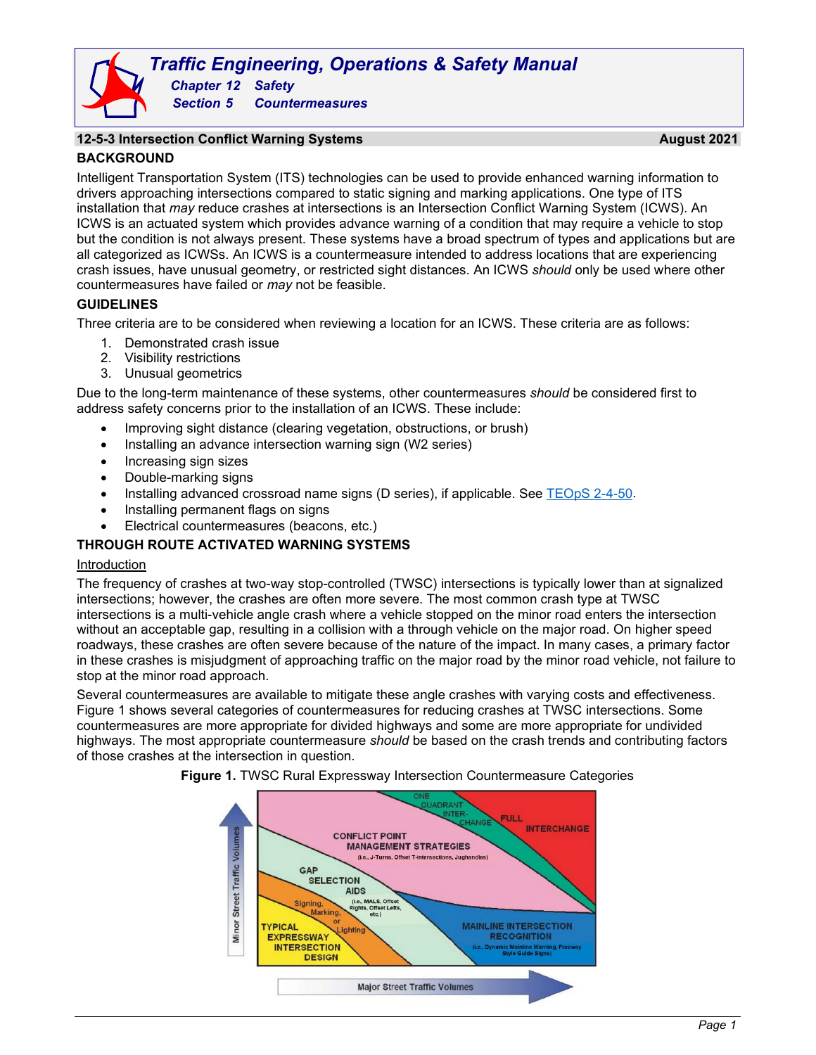# Traffic Engineering, Operations & Safety Manual

**Chapter 12 Safety**
**Section 5 Countermeasures**

## 12-5-3 Intersection Conflict Warning Systems — August 2021

### BACKGROUND

Intelligent Transportation System (ITS) technologies can be used to provide enhanced warning information to drivers approaching intersections compared to static signing and marking applications. One type of ITS installation that *may* reduce crashes at intersections is an Intersection Conflict Warning System (ICWS). An ICWS is an actuated system which provides advance warning of a condition that may require a vehicle to stop but the condition is not always present. These systems have a broad spectrum of types and applications but are all categorized as ICWSs. An ICWS is a countermeasure intended to address locations that are experiencing crash issues, have unusual geometry, or restricted sight distances. An ICWS *should* only be used where other countermeasures have failed or *may* not be feasible.

### GUIDELINES

Three criteria are to be considered when reviewing a location for an ICWS. These criteria are as follows:

1. Demonstrated crash issue
2. Visibility restrictions
3. Unusual geometrics

Due to the long-term maintenance of these systems, other countermeasures *should* be considered first to address safety concerns prior to the installation of an ICWS. These include:

- Improving sight distance (clearing vegetation, obstructions, or brush)
- Installing an advance intersection warning sign (W2 series)
- Increasing sign sizes
- Double-marking signs
- Installing advanced crossroad name signs (D series), if applicable. See TEOpS 2-4-50.
- Installing permanent flags on signs
- Electrical countermeasures (beacons, etc.)

### THROUGH ROUTE ACTIVATED WARNING SYSTEMS

#### Introduction

The frequency of crashes at two-way stop-controlled (TWSC) intersections is typically lower than at signalized intersections; however, the crashes are often more severe. The most common crash type at TWSC intersections is a multi-vehicle angle crash where a vehicle stopped on the minor road enters the intersection without an acceptable gap, resulting in a collision with a through vehicle on the major road. On higher speed roadways, these crashes are often severe because of the nature of the impact. In many cases, a primary factor in these crashes is misjudgment of approaching traffic on the major road by the minor road vehicle, not failure to stop at the minor road approach.

Several countermeasures are available to mitigate these angle crashes with varying costs and effectiveness. Figure 1 shows several categories of countermeasures for reducing crashes at TWSC intersections. Some countermeasures are more appropriate for divided highways and some are more appropriate for undivided highways. The most appropriate countermeasure *should* be based on the crash trends and contributing factors of those crashes at the intersection in question.

**Figure 1.** TWSC Rural Expressway Intersection Countermeasure Categories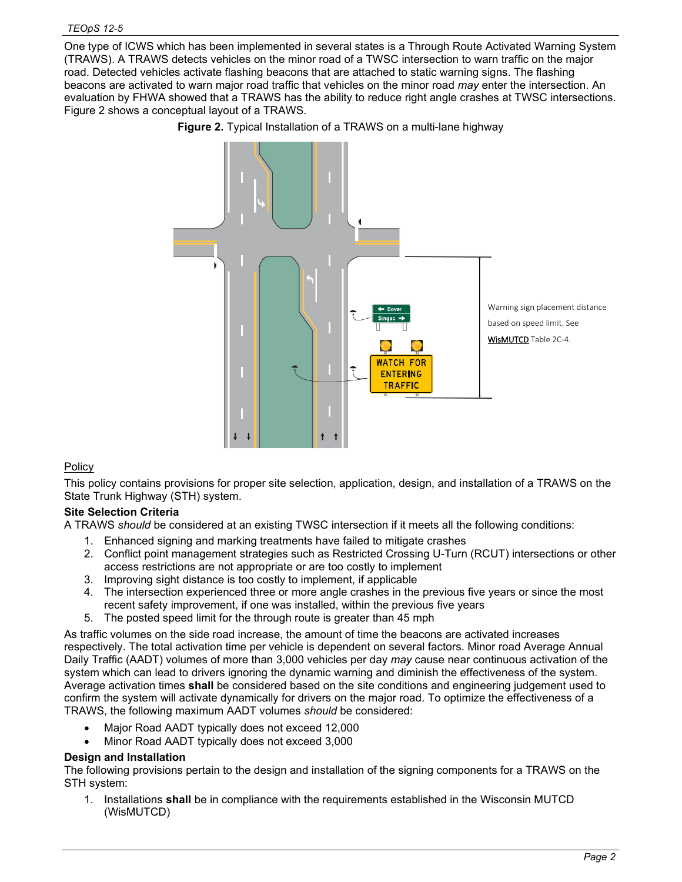One type of ICWS which has been implemented in several states is a Through Route Activated Warning System (TRAWS). A TRAWS detects vehicles on the minor road of a TWSC intersection to warn traffic on the major road. Detected vehicles activate flashing beacons that are attached to static warning signs. The flashing beacons are activated to warn major road traffic that vehicles on the minor road *may* enter the intersection. An evaluation by FHWA showed that a TRAWS has the ability to reduce right angle crashes at TWSC intersections. Figure 2 shows a conceptual layout of a TRAWS.

**Figure 2.** Typical Installation of a TRAWS on a multi-lane highway

## Policy

This policy contains provisions for proper site selection, application, design, and installation of a TRAWS on the State Trunk Highway (STH) system.

### Site Selection Criteria

A TRAWS *should* be considered at an existing TWSC intersection if it meets all the following conditions:

1. Enhanced signing and marking treatments have failed to mitigate crashes
2. Conflict point management strategies such as Restricted Crossing U-Turn (RCUT) intersections or other access restrictions are not appropriate or are too costly to implement
3. Improving sight distance is too costly to implement, if applicable
4. The intersection experienced three or more angle crashes in the previous five years or since the most recent safety improvement, if one was installed, within the previous five years
5. The posted speed limit for the through route is greater than 45 mph

As traffic volumes on the side road increase, the amount of time the beacons are activated increases respectively. The total activation time per vehicle is dependent on several factors. Minor road Average Annual Daily Traffic (AADT) volumes of more than 3,000 vehicles per day *may* cause near continuous activation of the system which can lead to drivers ignoring the dynamic warning and diminish the effectiveness of the system. Average activation times **shall** be considered based on the site conditions and engineering judgement used to confirm the system will activate dynamically for drivers on the major road. To optimize the effectiveness of a TRAWS, the following maximum AADT volumes *should* be considered:

- Major Road AADT typically does not exceed 12,000
- Minor Road AADT typically does not exceed 3,000

### Design and Installation

The following provisions pertain to the design and installation of the signing components for a TRAWS on the STH system:

1. Installations **shall** be in compliance with the requirements established in the Wisconsin MUTCD (WisMUTCD)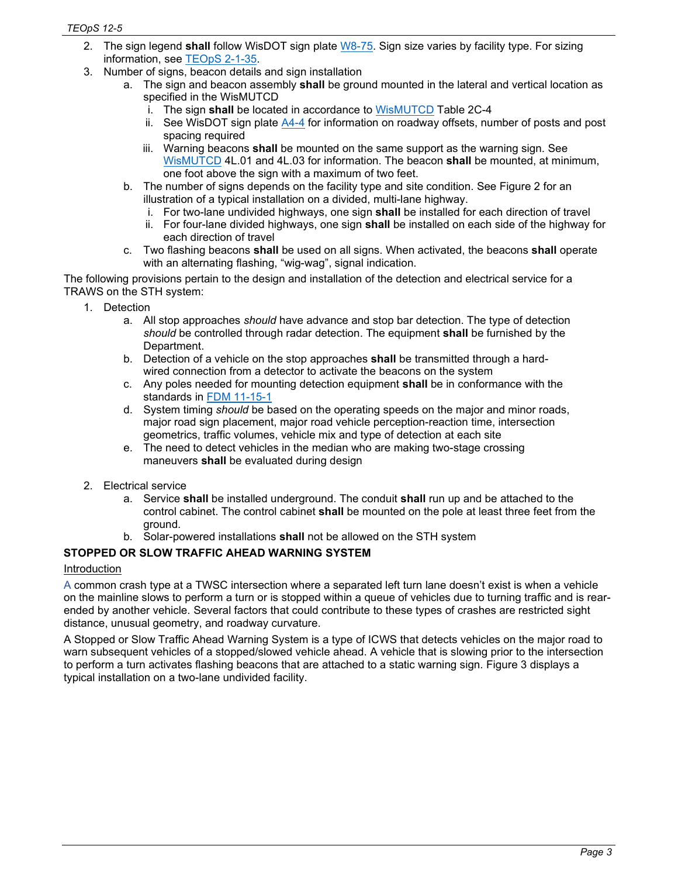2. The sign legend **shall** follow WisDOT sign plate W8-75. Sign size varies by facility type. For sizing information, see TEOpS 2-1-35.
3. Number of signs, beacon details and sign installation
    a. The sign and beacon assembly **shall** be ground mounted in the lateral and vertical location as specified in the WisMUTCD
        i. The sign **shall** be located in accordance to WisMUTCD Table 2C-4
        ii. See WisDOT sign plate A4-4 for information on roadway offsets, number of posts and post spacing required
        iii. Warning beacons **shall** be mounted on the same support as the warning sign. See WisMUTCD 4L.01 and 4L.03 for information. The beacon **shall** be mounted, at minimum, one foot above the sign with a maximum of two feet.
    b. The number of signs depends on the facility type and site condition. See Figure 2 for an illustration of a typical installation on a divided, multi-lane highway.
        i. For two-lane undivided highways, one sign **shall** be installed for each direction of travel
        ii. For four-lane divided highways, one sign **shall** be installed on each side of the highway for each direction of travel
    c. Two flashing beacons **shall** be used on all signs. When activated, the beacons **shall** operate with an alternating flashing, "wig-wag", signal indication.

The following provisions pertain to the design and installation of the detection and electrical service for a TRAWS on the STH system:

1. Detection
    a. All stop approaches *should* have advance and stop bar detection. The type of detection *should* be controlled through radar detection. The equipment **shall** be furnished by the Department.
    b. Detection of a vehicle on the stop approaches **shall** be transmitted through a hard-wired connection from a detector to activate the beacons on the system
    c. Any poles needed for mounting detection equipment **shall** be in conformance with the standards in FDM 11-15-1
    d. System timing *should* be based on the operating speeds on the major and minor roads, major road sign placement, major road vehicle perception-reaction time, intersection geometrics, traffic volumes, vehicle mix and type of detection at each site
    e. The need to detect vehicles in the median who are making two-stage crossing maneuvers **shall** be evaluated during design

2. Electrical service
    a. Service **shall** be installed underground. The conduit **shall** run up and be attached to the control cabinet. The control cabinet **shall** be mounted on the pole at least three feet from the ground.
    b. Solar-powered installations **shall** not be allowed on the STH system

**STOPPED OR SLOW TRAFFIC AHEAD WARNING SYSTEM**

Introduction

A common crash type at a TWSC intersection where a separated left turn lane doesn't exist is when a vehicle on the mainline slows to perform a turn or is stopped within a queue of vehicles due to turning traffic and is rear-ended by another vehicle. Several factors that could contribute to these types of crashes are restricted sight distance, unusual geometry, and roadway curvature.

A Stopped or Slow Traffic Ahead Warning System is a type of ICWS that detects vehicles on the major road to warn subsequent vehicles of a stopped/slowed vehicle ahead. A vehicle that is slowing prior to the intersection to perform a turn activates flashing beacons that are attached to a static warning sign. Figure 3 displays a typical installation on a two-lane undivided facility.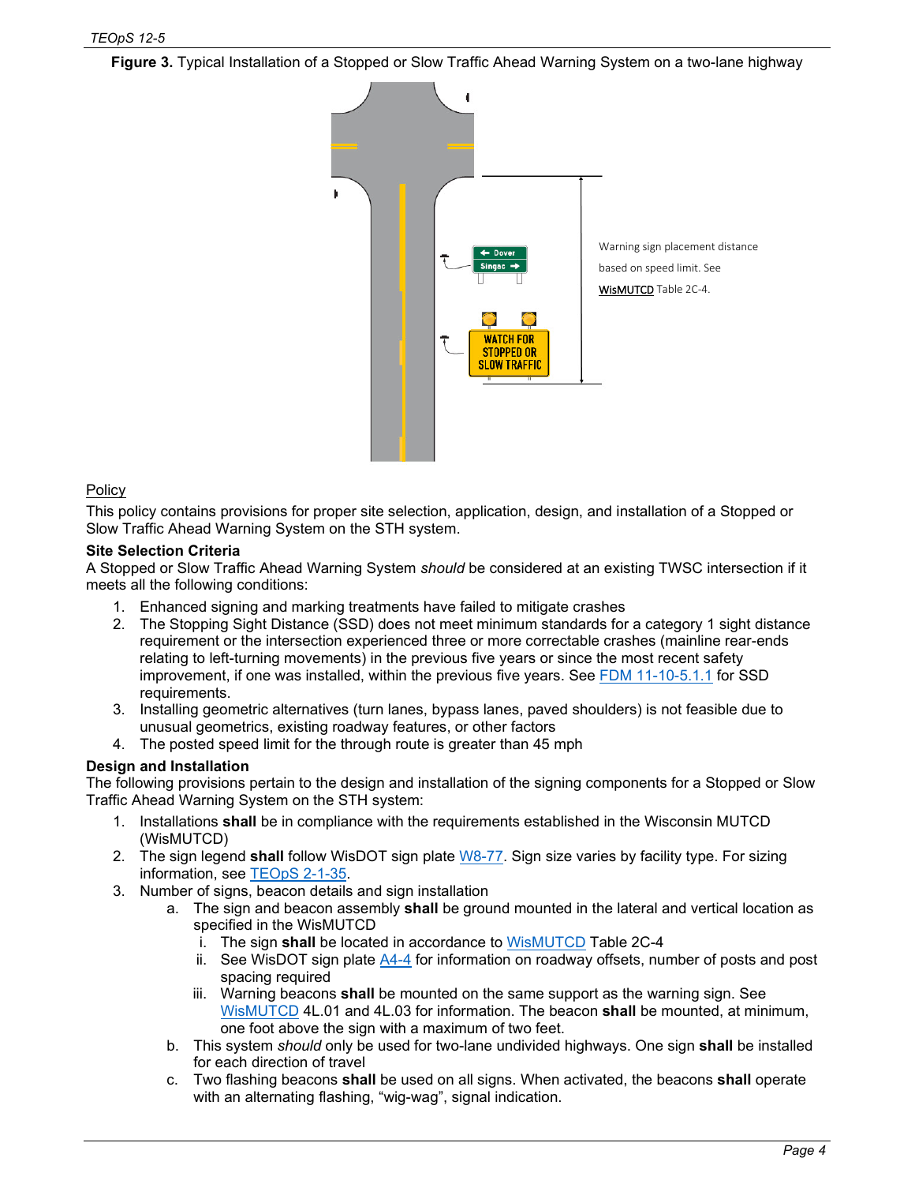**Figure 3.** Typical Installation of a Stopped or Slow Traffic Ahead Warning System on a two-lane highway

Warning sign placement distance based on speed limit. See WisMUTCD Table 2C-4.

Policy

This policy contains provisions for proper site selection, application, design, and installation of a Stopped or Slow Traffic Ahead Warning System on the STH system.

**Site Selection Criteria**

A Stopped or Slow Traffic Ahead Warning System *should* be considered at an existing TWSC intersection if it meets all the following conditions:

1. Enhanced signing and marking treatments have failed to mitigate crashes
2. The Stopping Sight Distance (SSD) does not meet minimum standards for a category 1 sight distance requirement or the intersection experienced three or more correctable crashes (mainline rear-ends relating to left-turning movements) in the previous five years or since the most recent safety improvement, if one was installed, within the previous five years. See FDM 11-10-5.1.1 for SSD requirements.
3. Installing geometric alternatives (turn lanes, bypass lanes, paved shoulders) is not feasible due to unusual geometrics, existing roadway features, or other factors
4. The posted speed limit for the through route is greater than 45 mph

**Design and Installation**

The following provisions pertain to the design and installation of the signing components for a Stopped or Slow Traffic Ahead Warning System on the STH system:

1. Installations **shall** be in compliance with the requirements established in the Wisconsin MUTCD (WisMUTCD)
2. The sign legend **shall** follow WisDOT sign plate W8-77. Sign size varies by facility type. For sizing information, see TEOpS 2-1-35.
3. Number of signs, beacon details and sign installation
   a. The sign and beacon assembly **shall** be ground mounted in the lateral and vertical location as specified in the WisMUTCD
      i. The sign **shall** be located in accordance to WisMUTCD Table 2C-4
      ii. See WisDOT sign plate A4-4 for information on roadway offsets, number of posts and post spacing required
      iii. Warning beacons **shall** be mounted on the same support as the warning sign. See WisMUTCD 4L.01 and 4L.03 for information. The beacon **shall** be mounted, at minimum, one foot above the sign with a maximum of two feet.
   b. This system *should* only be used for two-lane undivided highways. One sign **shall** be installed for each direction of travel
   c. Two flashing beacons **shall** be used on all signs. When activated, the beacons **shall** operate with an alternating flashing, "wig-wag", signal indication.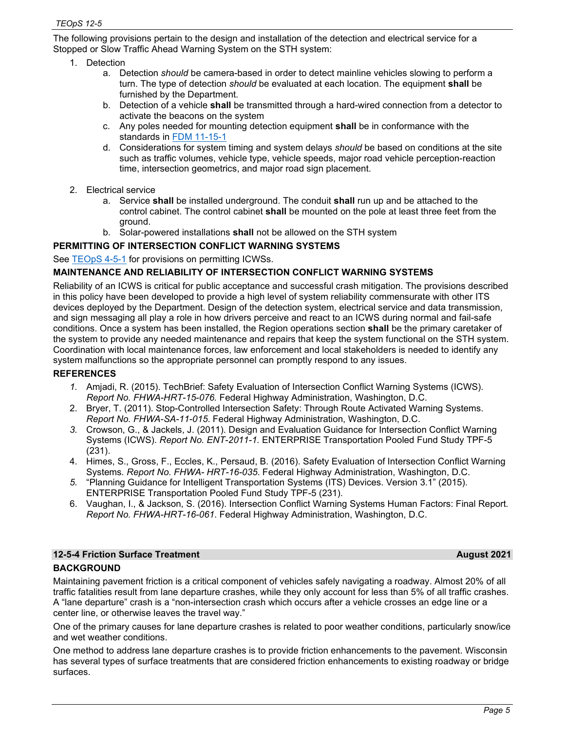The following provisions pertain to the design and installation of the detection and electrical service for a Stopped or Slow Traffic Ahead Warning System on the STH system:

1. Detection
    a. Detection *should* be camera-based in order to detect mainline vehicles slowing to perform a turn. The type of detection *should* be evaluated at each location. The equipment **shall** be furnished by the Department.
    b. Detection of a vehicle **shall** be transmitted through a hard-wired connection from a detector to activate the beacons on the system
    c. Any poles needed for mounting detection equipment **shall** be in conformance with the standards in [FDM 11-15-1]
    d. Considerations for system timing and system delays *should* be based on conditions at the site such as traffic volumes, vehicle type, vehicle speeds, major road vehicle perception-reaction time, intersection geometrics, and major road sign placement.

2. Electrical service
    a. Service **shall** be installed underground. The conduit **shall** run up and be attached to the control cabinet. The control cabinet **shall** be mounted on the pole at least three feet from the ground.
    b. Solar-powered installations **shall** not be allowed on the STH system

### PERMITTING OF INTERSECTION CONFLICT WARNING SYSTEMS

See [TEOpS 4-5-1] for provisions on permitting ICWSs.

### MAINTENANCE AND RELIABILITY OF INTERSECTION CONFLICT WARNING SYSTEMS

Reliability of an ICWS is critical for public acceptance and successful crash mitigation. The provisions described in this policy have been developed to provide a high level of system reliability commensurate with other ITS devices deployed by the Department. Design of the detection system, electrical service and data transmission, and sign messaging all play a role in how drivers perceive and react to an ICWS during normal and fail-safe conditions. Once a system has been installed, the Region operations section **shall** be the primary caretaker of the system to provide any needed maintenance and repairs that keep the system functional on the STH system. Coordination with local maintenance forces, law enforcement and local stakeholders is needed to identify any system malfunctions so the appropriate personnel can promptly respond to any issues.

### REFERENCES

1. Amjadi, R. (2015). TechBrief: Safety Evaluation of Intersection Conflict Warning Systems (ICWS). *Report No. FHWA-HRT-15-076.* Federal Highway Administration, Washington, D.C.
2. Bryer, T. (2011). Stop-Controlled Intersection Safety: Through Route Activated Warning Systems. *Report No. FHWA-SA-11-015*. Federal Highway Administration, Washington, D.C.
3. Crowson, G., & Jackels, J. (2011). Design and Evaluation Guidance for Intersection Conflict Warning Systems (ICWS). *Report No. ENT-2011-1.* ENTERPRISE Transportation Pooled Fund Study TPF-5 (231).
4. Himes, S., Gross, F., Eccles, K., Persaud, B. (2016). Safety Evaluation of Intersection Conflict Warning Systems. *Report No. FHWA- HRT-16-035*. Federal Highway Administration, Washington, D.C.
5. "Planning Guidance for Intelligent Transportation Systems (ITS) Devices. Version 3.1" (2015). ENTERPRISE Transportation Pooled Fund Study TPF-5 (231).
6. Vaughan, I., & Jackson, S. (2016). Intersection Conflict Warning Systems Human Factors: Final Report. *Report No. FHWA-HRT-16-061*. Federal Highway Administration, Washington, D.C.

## 12-5-4 Friction Surface Treatment — August 2021

### BACKGROUND

Maintaining pavement friction is a critical component of vehicles safely navigating a roadway. Almost 20% of all traffic fatalities result from lane departure crashes, while they only account for less than 5% of all traffic crashes. A "lane departure" crash is a "non-intersection crash which occurs after a vehicle crosses an edge line or a center line, or otherwise leaves the travel way."

One of the primary causes for lane departure crashes is related to poor weather conditions, particularly snow/ice and wet weather conditions.

One method to address lane departure crashes is to provide friction enhancements to the pavement. Wisconsin has several types of surface treatments that are considered friction enhancements to existing roadway or bridge surfaces.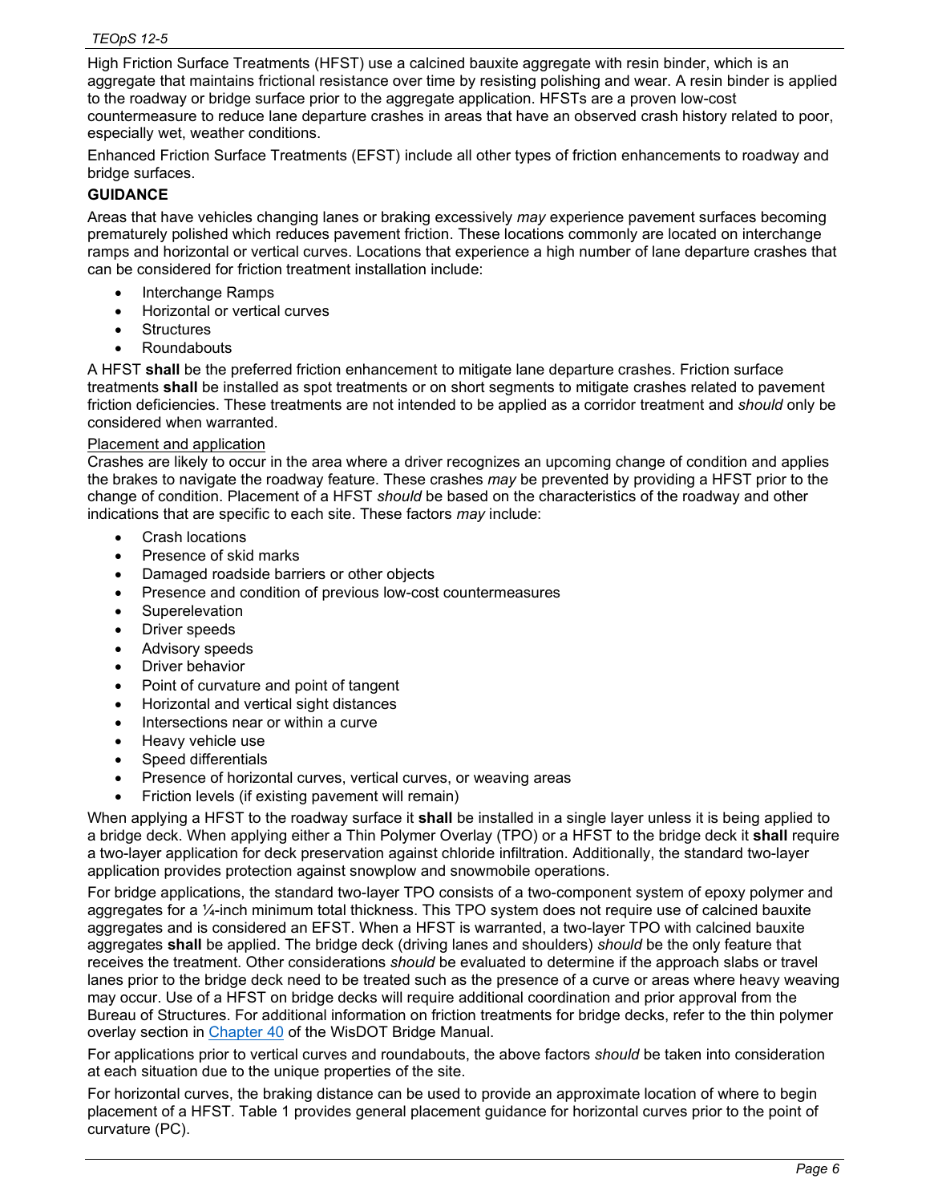High Friction Surface Treatments (HFST) use a calcined bauxite aggregate with resin binder, which is an aggregate that maintains frictional resistance over time by resisting polishing and wear. A resin binder is applied to the roadway or bridge surface prior to the aggregate application. HFSTs are a proven low-cost countermeasure to reduce lane departure crashes in areas that have an observed crash history related to poor, especially wet, weather conditions.

Enhanced Friction Surface Treatments (EFST) include all other types of friction enhancements to roadway and bridge surfaces.

**GUIDANCE**

Areas that have vehicles changing lanes or braking excessively *may* experience pavement surfaces becoming prematurely polished which reduces pavement friction. These locations commonly are located on interchange ramps and horizontal or vertical curves. Locations that experience a high number of lane departure crashes that can be considered for friction treatment installation include:

- Interchange Ramps
- Horizontal or vertical curves
- Structures
- Roundabouts

A HFST **shall** be the preferred friction enhancement to mitigate lane departure crashes. Friction surface treatments **shall** be installed as spot treatments or on short segments to mitigate crashes related to pavement friction deficiencies. These treatments are not intended to be applied as a corridor treatment and *should* only be considered when warranted.

<u>Placement and application</u>

Crashes are likely to occur in the area where a driver recognizes an upcoming change of condition and applies the brakes to navigate the roadway feature. These crashes *may* be prevented by providing a HFST prior to the change of condition. Placement of a HFST *should* be based on the characteristics of the roadway and other indications that are specific to each site. These factors *may* include:

- Crash locations
- Presence of skid marks
- Damaged roadside barriers or other objects
- Presence and condition of previous low-cost countermeasures
- Superelevation
- Driver speeds
- Advisory speeds
- Driver behavior
- Point of curvature and point of tangent
- Horizontal and vertical sight distances
- Intersections near or within a curve
- Heavy vehicle use
- Speed differentials
- Presence of horizontal curves, vertical curves, or weaving areas
- Friction levels (if existing pavement will remain)

When applying a HFST to the roadway surface it **shall** be installed in a single layer unless it is being applied to a bridge deck. When applying either a Thin Polymer Overlay (TPO) or a HFST to the bridge deck it **shall** require a two-layer application for deck preservation against chloride infiltration. Additionally, the standard two-layer application provides protection against snowplow and snowmobile operations.

For bridge applications, the standard two-layer TPO consists of a two-component system of epoxy polymer and aggregates for a ¼-inch minimum total thickness. This TPO system does not require use of calcined bauxite aggregates and is considered an EFST. When a HFST is warranted, a two-layer TPO with calcined bauxite aggregates **shall** be applied. The bridge deck (driving lanes and shoulders) *should* be the only feature that receives the treatment. Other considerations *should* be evaluated to determine if the approach slabs or travel lanes prior to the bridge deck need to be treated such as the presence of a curve or areas where heavy weaving may occur. Use of a HFST on bridge decks will require additional coordination and prior approval from the Bureau of Structures. For additional information on friction treatments for bridge decks, refer to the thin polymer overlay section in Chapter 40 of the WisDOT Bridge Manual.

For applications prior to vertical curves and roundabouts, the above factors *should* be taken into consideration at each situation due to the unique properties of the site.

For horizontal curves, the braking distance can be used to provide an approximate location of where to begin placement of a HFST. Table 1 provides general placement guidance for horizontal curves prior to the point of curvature (PC).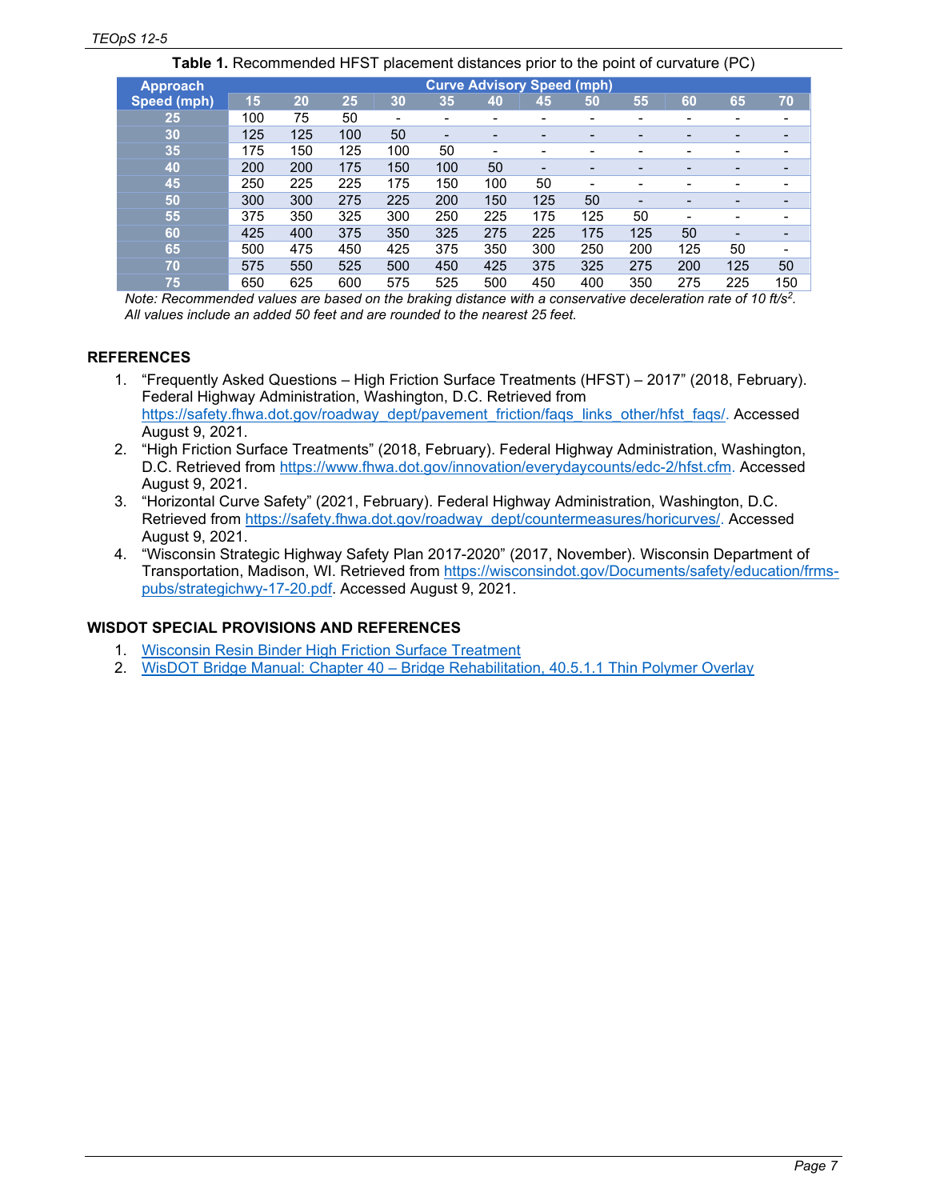**Table 1.** Recommended HFST placement distances prior to the point of curvature (PC)

| Approach Speed (mph) | Curve Advisory Speed (mph) | | | | | | | | | | | |
|---|---|---|---|---|---|---|---|---|---|---|---|---|
| | 15 | 20 | 25 | 30 | 35 | 40 | 45 | 50 | 55 | 60 | 65 | 70 |
| 25 | 100 | 75 | 50 | - | - | - | - | - | - | - | - | - |
| 30 | 125 | 125 | 100 | 50 | - | - | - | - | - | - | - | - |
| 35 | 175 | 150 | 125 | 100 | 50 | - | - | - | - | - | - | - |
| 40 | 200 | 200 | 175 | 150 | 100 | 50 | - | - | - | - | - | - |
| 45 | 250 | 225 | 225 | 175 | 150 | 100 | 50 | - | - | - | - | - |
| 50 | 300 | 300 | 275 | 225 | 200 | 150 | 125 | 50 | - | - | - | - |
| 55 | 375 | 350 | 325 | 300 | 250 | 225 | 175 | 125 | 50 | - | - | - |
| 60 | 425 | 400 | 375 | 350 | 325 | 275 | 225 | 175 | 125 | 50 | - | - |
| 65 | 500 | 475 | 450 | 425 | 375 | 350 | 300 | 250 | 200 | 125 | 50 | - |
| 70 | 575 | 550 | 525 | 500 | 450 | 425 | 375 | 325 | 275 | 200 | 125 | 50 |
| 75 | 650 | 625 | 600 | 575 | 525 | 500 | 450 | 400 | 350 | 275 | 225 | 150 |

*Note: Recommended values are based on the braking distance with a conservative deceleration rate of 10 ft/s$^2$. All values include an added 50 feet and are rounded to the nearest 25 feet.*

## REFERENCES

1. "Frequently Asked Questions – High Friction Surface Treatments (HFST) – 2017" (2018, February). Federal Highway Administration, Washington, D.C. Retrieved from https://safety.fhwa.dot.gov/roadway_dept/pavement_friction/faqs_links_other/hfst_faqs/. Accessed August 9, 2021.
2. "High Friction Surface Treatments" (2018, February). Federal Highway Administration, Washington, D.C. Retrieved from https://www.fhwa.dot.gov/innovation/everydaycounts/edc-2/hfst.cfm. Accessed August 9, 2021.
3. "Horizontal Curve Safety" (2021, February). Federal Highway Administration, Washington, D.C. Retrieved from https://safety.fhwa.dot.gov/roadway_dept/countermeasures/horicurves/. Accessed August 9, 2021.
4. "Wisconsin Strategic Highway Safety Plan 2017-2020" (2017, November). Wisconsin Department of Transportation, Madison, WI. Retrieved from https://wisconsindot.gov/Documents/safety/education/frms-pubs/strategichwy-17-20.pdf. Accessed August 9, 2021.

## WISDOT SPECIAL PROVISIONS AND REFERENCES

1. Wisconsin Resin Binder High Friction Surface Treatment
2. WisDOT Bridge Manual: Chapter 40 – Bridge Rehabilitation, 40.5.1.1 Thin Polymer Overlay